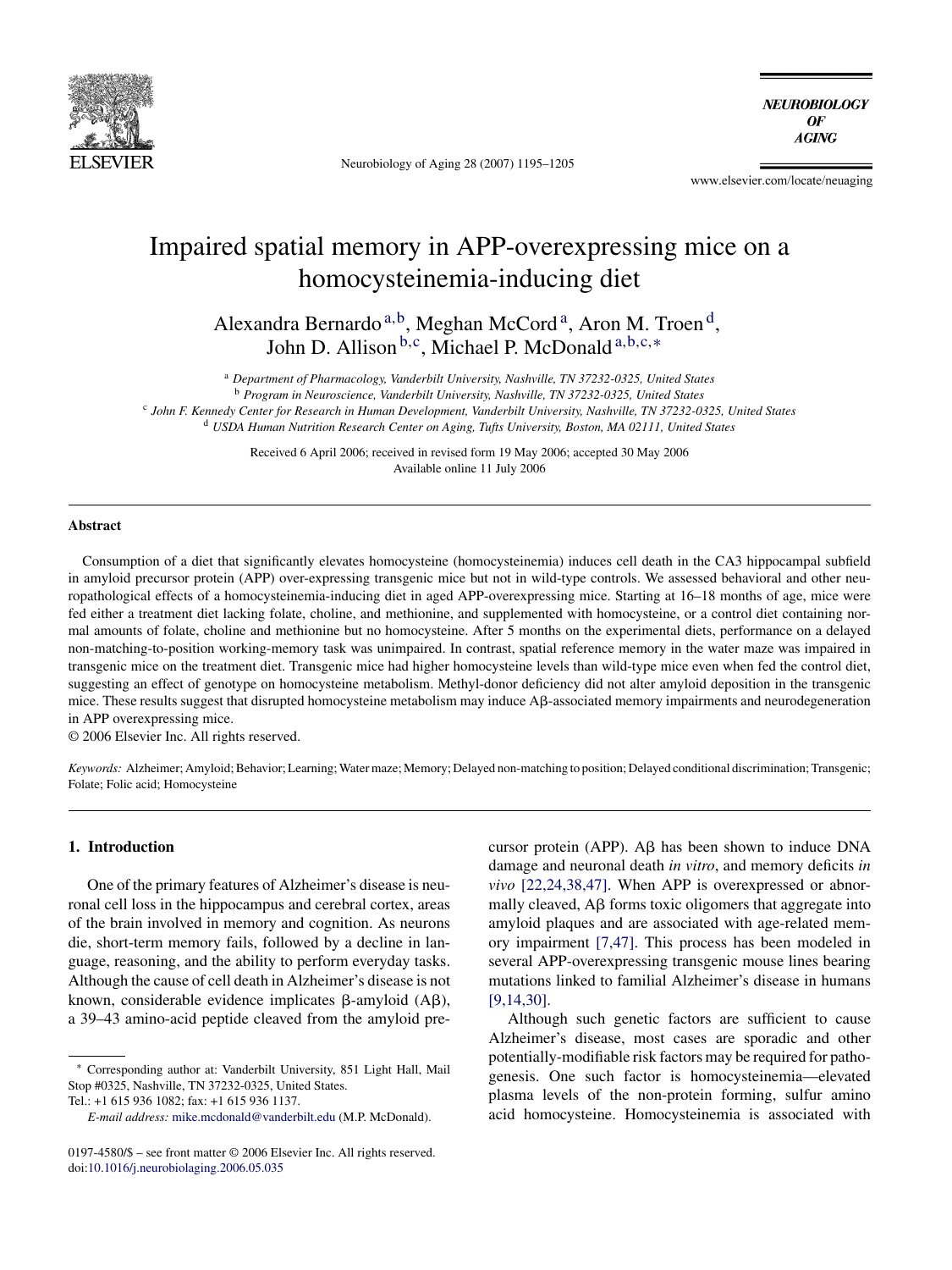# Impaired spatial memory in APP-overexpressing mice on a homocysteinemia-inducing diet

Alexandra Bernardo [a,b], Meghan McCord [a], Aron M. Troen [d], John D. Allison [b,c], Michael P. McDonald [a,b,c,*]

[a] *Department of Pharmacology, Vanderbilt University, Nashville, TN 37232-0325, United States*
[b] *Program in Neuroscience, Vanderbilt University, Nashville, TN 37232-0325, United States*
[c] *John F. Kennedy Center for Research in Human Development, Vanderbilt University, Nashville, TN 37232-0325, United States*
[d] *USDA Human Nutrition Research Center on Aging, Tufts University, Boston, MA 02111, United States*

Received 6 April 2006; received in revised form 19 May 2006; accepted 30 May 2006
Available online 11 July 2006

## Abstract

Consumption of a diet that significantly elevates homocysteine (homocysteinemia) induces cell death in the CA3 hippocampal subfield in amyloid precursor protein (APP) over-expressing transgenic mice but not in wild-type controls. We assessed behavioral and other neuropathological effects of a homocysteinemia-inducing diet in aged APP-overexpressing mice. Starting at 16–18 months of age, mice were fed either a treatment diet lacking folate, choline, and methionine, and supplemented with homocysteine, or a control diet containing normal amounts of folate, choline and methionine but no homocysteine. After 5 months on the experimental diets, performance on a delayed non-matching-to-position working-memory task was unimpaired. In contrast, spatial reference memory in the water maze was impaired in transgenic mice on the treatment diet. Transgenic mice had higher homocysteine levels than wild-type mice even when fed the control diet, suggesting an effect of genotype on homocysteine metabolism. Methyl-donor deficiency did not alter amyloid deposition in the transgenic mice. These results suggest that disrupted homocysteine metabolism may induce Aβ-associated memory impairments and neurodegeneration in APP overexpressing mice.

© 2006 Elsevier Inc. All rights reserved.

*Keywords:* Alzheimer; Amyloid; Behavior; Learning; Water maze; Memory; Delayed non-matching to position; Delayed conditional discrimination; Transgenic; Folate; Folic acid; Homocysteine

## 1. Introduction

One of the primary features of Alzheimer's disease is neuronal cell loss in the hippocampus and cerebral cortex, areas of the brain involved in memory and cognition. As neurons die, short-term memory fails, followed by a decline in language, reasoning, and the ability to perform everyday tasks. Although the cause of cell death in Alzheimer's disease is not known, considerable evidence implicates β-amyloid (Aβ), a 39–43 amino-acid peptide cleaved from the amyloid precursor protein (APP). Aβ has been shown to induce DNA damage and neuronal death *in vitro*, and memory deficits *in vivo* [22,24,38,47]. When APP is overexpressed or abnormally cleaved, Aβ forms toxic oligomers that aggregate into amyloid plaques and are associated with age-related memory impairment [7,47]. This process has been modeled in several APP-overexpressing transgenic mouse lines bearing mutations linked to familial Alzheimer's disease in humans [9,14,30].

Although such genetic factors are sufficient to cause Alzheimer's disease, most cases are sporadic and other potentially-modifiable risk factors may be required for pathogenesis. One such factor is homocysteinemia—elevated plasma levels of the non-protein forming, sulfur amino acid homocysteine. Homocysteinemia is associated with

---

* Corresponding author at: Vanderbilt University, 851 Light Hall, Mail Stop #0325, Nashville, TN 37232-0325, United States.
Tel.: +1 615 936 1082; fax: +1 615 936 1137.
*E-mail address:* mike.mcdonald@vanderbilt.edu (M.P. McDonald).

0197-4580/$ – see front matter © 2006 Elsevier Inc. All rights reserved.
doi:10.1016/j.neurobiolaging.2006.05.035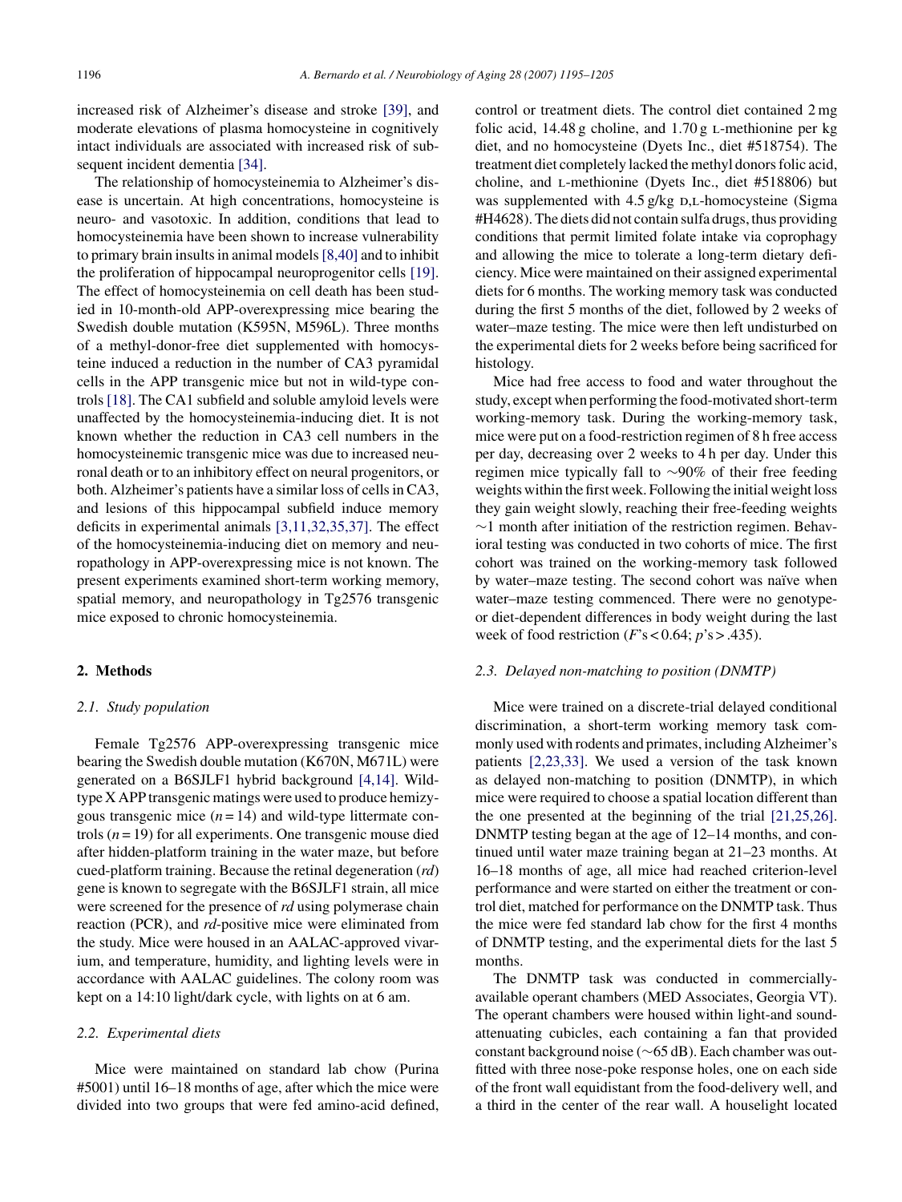increased risk of Alzheimer's disease and stroke [39], and moderate elevations of plasma homocysteine in cognitively intact individuals are associated with increased risk of subsequent incident dementia [34].

The relationship of homocysteinemia to Alzheimer's disease is uncertain. At high concentrations, homocysteine is neuro- and vasotoxic. In addition, conditions that lead to homocysteinemia have been shown to increase vulnerability to primary brain insults in animal models [8,40] and to inhibit the proliferation of hippocampal neuroprogenitor cells [19]. The effect of homocysteinemia on cell death has been studied in 10-month-old APP-overexpressing mice bearing the Swedish double mutation (K595N, M596L). Three months of a methyl-donor-free diet supplemented with homocysteine induced a reduction in the number of CA3 pyramidal cells in the APP transgenic mice but not in wild-type controls [18]. The CA1 subfield and soluble amyloid levels were unaffected by the homocysteinemia-inducing diet. It is not known whether the reduction in CA3 cell numbers in the homocysteinemic transgenic mice was due to increased neuronal death or to an inhibitory effect on neural progenitors, or both. Alzheimer's patients have a similar loss of cells in CA3, and lesions of this hippocampal subfield induce memory deficits in experimental animals [3,11,32,35,37]. The effect of the homocysteinemia-inducing diet on memory and neuropathology in APP-overexpressing mice is not known. The present experiments examined short-term working memory, spatial memory, and neuropathology in Tg2576 transgenic mice exposed to chronic homocysteinemia.

## 2. Methods

### 2.1. Study population

Female Tg2576 APP-overexpressing transgenic mice bearing the Swedish double mutation (K670N, M671L) were generated on a B6SJLF1 hybrid background [4,14]. Wild-type X APP transgenic matings were used to produce hemizygous transgenic mice ($n = 14$) and wild-type littermate controls ($n = 19$) for all experiments. One transgenic mouse died after hidden-platform training in the water maze, but before cued-platform training. Because the retinal degeneration (*rd*) gene is known to segregate with the B6SJLF1 strain, all mice were screened for the presence of *rd* using polymerase chain reaction (PCR), and *rd*-positive mice were eliminated from the study. Mice were housed in an AALAC-approved vivarium, and temperature, humidity, and lighting levels were in accordance with AALAC guidelines. The colony room was kept on a 14:10 light/dark cycle, with lights on at 6 am.

### 2.2. Experimental diets

Mice were maintained on standard lab chow (Purina #5001) until 16–18 months of age, after which the mice were divided into two groups that were fed amino-acid defined, control or treatment diets. The control diet contained 2 mg folic acid, 14.48 g choline, and 1.70 g L-methionine per kg diet, and no homocysteine (Dyets Inc., diet #518754). The treatment diet completely lacked the methyl donors folic acid, choline, and L-methionine (Dyets Inc., diet #518806) but was supplemented with 4.5 g/kg D,L-homocysteine (Sigma #H4628). The diets did not contain sulfa drugs, thus providing conditions that permit limited folate intake via coprophagy and allowing the mice to tolerate a long-term dietary deficiency. Mice were maintained on their assigned experimental diets for 6 months. The working memory task was conducted during the first 5 months of the diet, followed by 2 weeks of water–maze testing. The mice were then left undisturbed on the experimental diets for 2 weeks before being sacrificed for histology.

Mice had free access to food and water throughout the study, except when performing the food-motivated short-term working-memory task. During the working-memory task, mice were put on a food-restriction regimen of 8 h free access per day, decreasing over 2 weeks to 4 h per day. Under this regimen mice typically fall to ∼90% of their free feeding weights within the first week. Following the initial weight loss they gain weight slowly, reaching their free-feeding weights ∼1 month after initiation of the restriction regimen. Behavioral testing was conducted in two cohorts of mice. The first cohort was trained on the working-memory task followed by water–maze testing. The second cohort was naïve when water–maze testing commenced. There were no genotype- or diet-dependent differences in body weight during the last week of food restriction ($F$'s < 0.64; $p$'s > .435).

### 2.3. Delayed non-matching to position (DNMTP)

Mice were trained on a discrete-trial delayed conditional discrimination, a short-term working memory task commonly used with rodents and primates, including Alzheimer's patients [2,23,33]. We used a version of the task known as delayed non-matching to position (DNMTP), in which mice were required to choose a spatial location different than the one presented at the beginning of the trial [21,25,26]. DNMTP testing began at the age of 12–14 months, and continued until water maze training began at 21–23 months. At 16–18 months of age, all mice had reached criterion-level performance and were started on either the treatment or control diet, matched for performance on the DNMTP task. Thus the mice were fed standard lab chow for the first 4 months of DNMTP testing, and the experimental diets for the last 5 months.

The DNMTP task was conducted in commercially-available operant chambers (MED Associates, Georgia VT). The operant chambers were housed within light-and sound-attenuating cubicles, each containing a fan that provided constant background noise (∼65 dB). Each chamber was outfitted with three nose-poke response holes, one on each side of the front wall equidistant from the food-delivery well, and a third in the center of the rear wall. A houselight located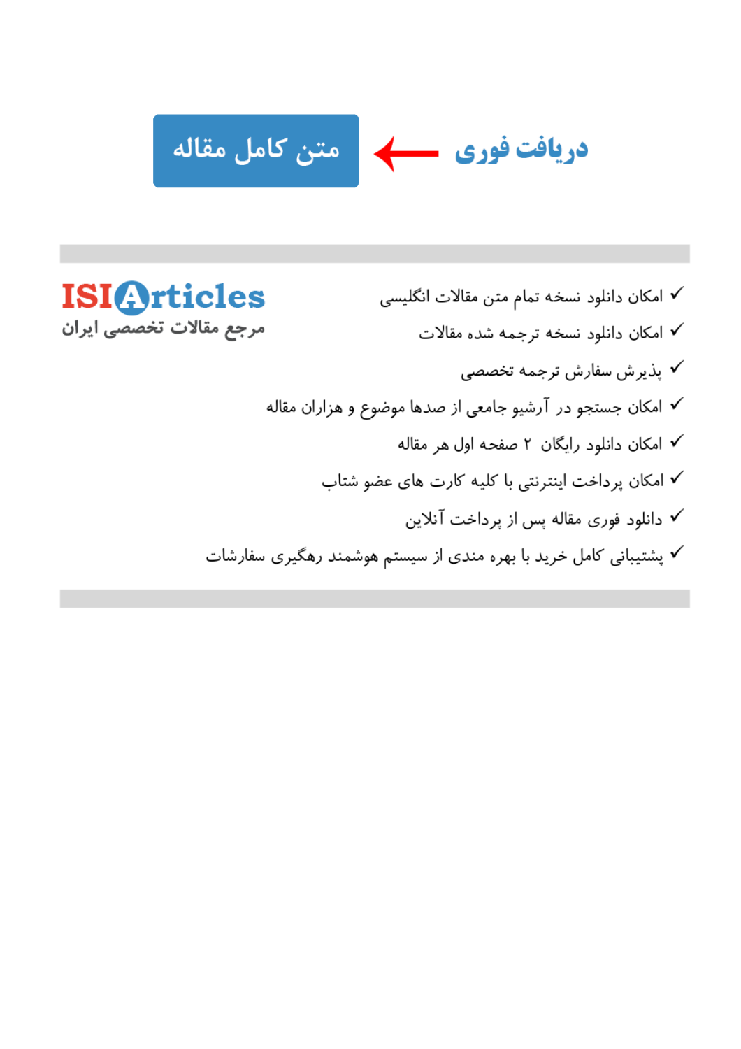دریافت فوری ← **متن کامل مقاله**

**ISIArticles**
مرجع مقالات تخصصی ایران

- ✓ امکان دانلود نسخه تمام متن مقالات انگلیسی
- ✓ امکان دانلود نسخه ترجمه شده مقالات
- ✓ پذیرش سفارش ترجمه تخصصی
- ✓ امکان جستجو در آرشیو جامعی از صدها موضوع و هزاران مقاله
- ✓ امکان دانلود رایگان ۲ صفحه اول هر مقاله
- ✓ امکان پرداخت اینترنتی با کلیه کارت های عضو شتاب
- ✓ دانلود فوری مقاله پس از پرداخت آنلاین
- ✓ پشتیبانی کامل خرید با بهره مندی از سیستم هوشمند رهگیری سفارشات